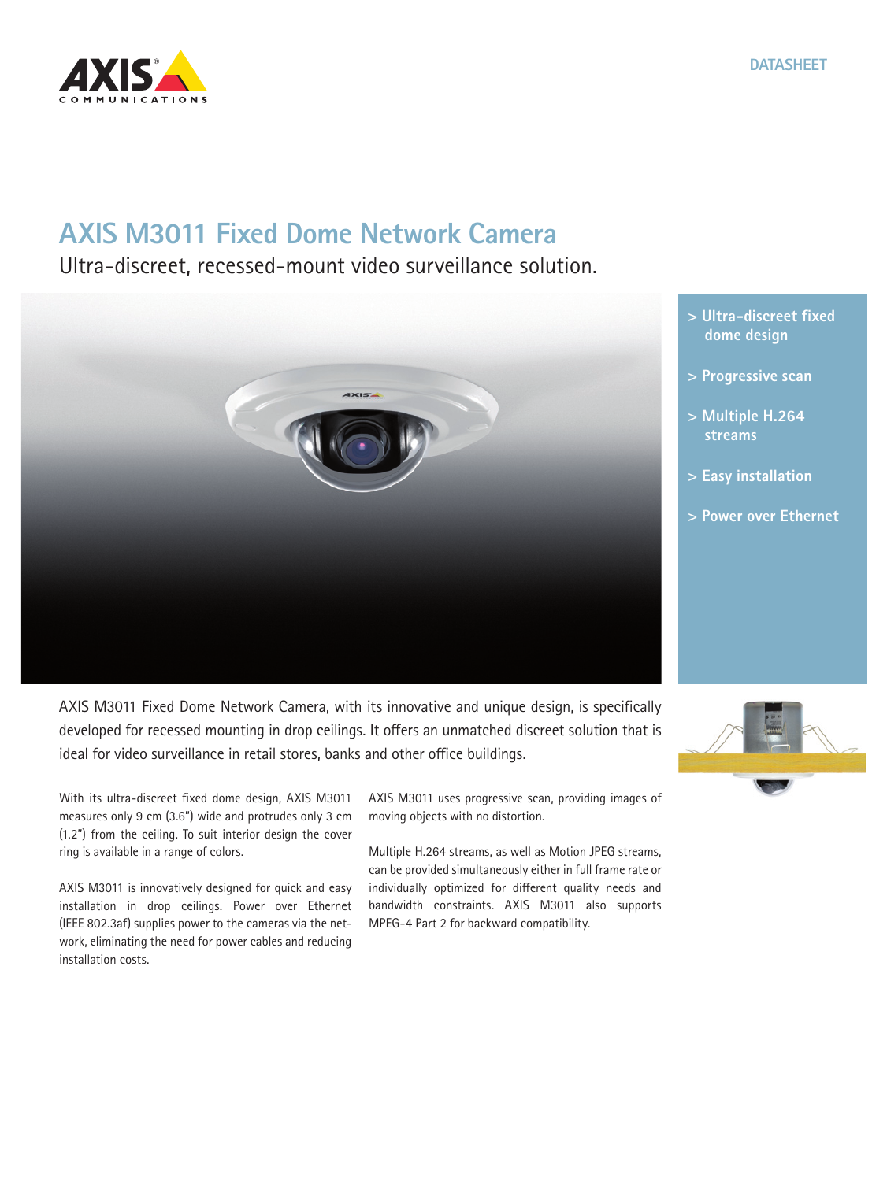DATASHEET

# AXIS M3011 Fixed Dome Network Camera

## Ultra-discreet, recessed-mount video surveillance solution.

> Ultra-discreet fixed dome design

> Progressive scan

> Multiple H.264 streams

> Easy installation

> Power over Ethernet

AXIS M3011 Fixed Dome Network Camera, with its innovative and unique design, is specifically developed for recessed mounting in drop ceilings. It offers an unmatched discreet solution that is ideal for video surveillance in retail stores, banks and other office buildings.

With its ultra-discreet fixed dome design, AXIS M3011 measures only 9 cm (3.6") wide and protrudes only 3 cm (1.2") from the ceiling. To suit interior design the cover ring is available in a range of colors.

AXIS M3011 is innovatively designed for quick and easy installation in drop ceilings. Power over Ethernet (IEEE 802.3af) supplies power to the cameras via the network, eliminating the need for power cables and reducing installation costs.

AXIS M3011 uses progressive scan, providing images of moving objects with no distortion.

Multiple H.264 streams, as well as Motion JPEG streams, can be provided simultaneously either in full frame rate or individually optimized for different quality needs and bandwidth constraints. AXIS M3011 also supports MPEG-4 Part 2 for backward compatibility.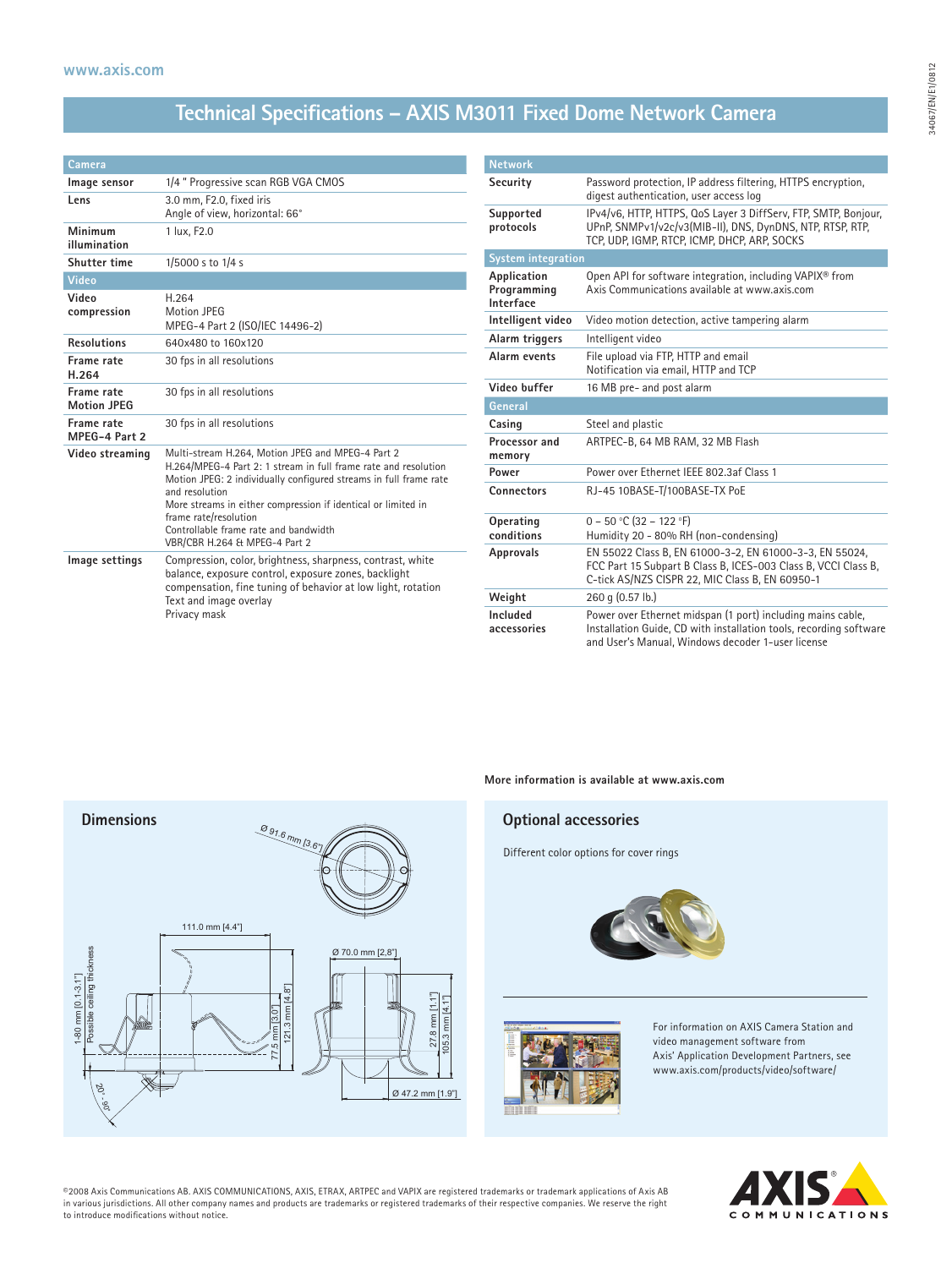www.axis.com

# Technical Specifications – AXIS M3011 Fixed Dome Network Camera

| Camera | |
|---|---|
| **Image sensor** | 1/4 " Progressive scan RGB VGA CMOS |
| **Lens** | 3.0 mm, F2.0, fixed iris<br>Angle of view, horizontal: 66° |
| **Minimum illumination** | 1 lux, F2.0 |
| **Shutter time** | 1/5000 s to 1/4 s |
| **Video** | |
| **Video compression** | H.264<br>Motion JPEG<br>MPEG-4 Part 2 (ISO/IEC 14496-2) |
| **Resolutions** | 640x480 to 160x120 |
| **Frame rate H.264** | 30 fps in all resolutions |
| **Frame rate Motion JPEG** | 30 fps in all resolutions |
| **Frame rate MPEG-4 Part 2** | 30 fps in all resolutions |
| **Video streaming** | Multi-stream H.264, Motion JPEG and MPEG-4 Part 2<br>H.264/MPEG-4 Part 2: 1 stream in full frame rate and resolution<br>Motion JPEG: 2 individually configured streams in full frame rate and resolution<br>More streams in either compression if identical or limited in frame rate/resolution<br>Controllable frame rate and bandwidth<br>VBR/CBR H.264 & MPEG-4 Part 2 |
| **Image settings** | Compression, color, brightness, sharpness, contrast, white balance, exposure control, exposure zones, backlight compensation, fine tuning of behavior at low light, rotation<br>Text and image overlay<br>Privacy mask |

| Network | |
|---|---|
| **Security** | Password protection, IP address filtering, HTTPS encryption, digest authentication, user access log |
| **Supported protocols** | IPv4/v6, HTTP, HTTPS, QoS Layer 3 DiffServ, FTP, SMTP, Bonjour, UPnP, SNMPv1/v2c/v3(MIB-II), DNS, DynDNS, NTP, RTSP, RTP, TCP, UDP, IGMP, RTCP, ICMP, DHCP, ARP, SOCKS |
| **System integration** | |
| **Application Programming Interface** | Open API for software integration, including VAPIX® from Axis Communications available at www.axis.com |
| **Intelligent video** | Video motion detection, active tampering alarm |
| **Alarm triggers** | Intelligent video |
| **Alarm events** | File upload via FTP, HTTP and email<br>Notification via email, HTTP and TCP |
| **Video buffer** | 16 MB pre- and post alarm |
| **General** | |
| **Casing** | Steel and plastic |
| **Processor and memory** | ARTPEC-B, 64 MB RAM, 32 MB Flash |
| **Power** | Power over Ethernet IEEE 802.3af Class 1 |
| **Connectors** | RJ-45 10BASE-T/100BASE-TX PoE |
| **Operating conditions** | 0 – 50 °C (32 – 122 °F)<br>Humidity 20 - 80% RH (non-condensing) |
| **Approvals** | EN 55022 Class B, EN 61000-3-2, EN 61000-3-3, EN 55024, FCC Part 15 Subpart B Class B, ICES-003 Class B, VCCI Class B, C-tick AS/NZS CISPR 22, MIC Class B, EN 60950-1 |
| **Weight** | 260 g (0.57 lb.) |
| **Included accessories** | Power over Ethernet midspan (1 port) including mains cable, Installation Guide, CD with installation tools, recording software and User's Manual, Windows decoder 1-user license |

**More information is available at www.axis.com**

## Dimensions

Ø 91.6 mm [3.6"]
111.0 mm [4.4"]
Ø 70.0 mm [2.8"]
1-80 mm [0.1-3.1"] Possible ceiling thickness
77.5 mm [3.0"]
121.3 mm [4.8"]
27.8 mm [1.1"]
105.3 mm [4.1"]
Ø 47.2 mm [1.9"]
20° - 90°

## Optional accessories

Different color options for cover rings

For information on AXIS Camera Station and video management software from Axis' Application Development Partners, see www.axis.com/products/video/software/

©2008 Axis Communications AB. AXIS COMMUNICATIONS, AXIS, ETRAX, ARTPEC and VAPIX are registered trademarks or trademark applications of Axis AB in various jurisdictions. All other company names and products are trademarks or registered trademarks of their respective companies. We reserve the right to introduce modifications without notice.

34067/EN/E1/0812